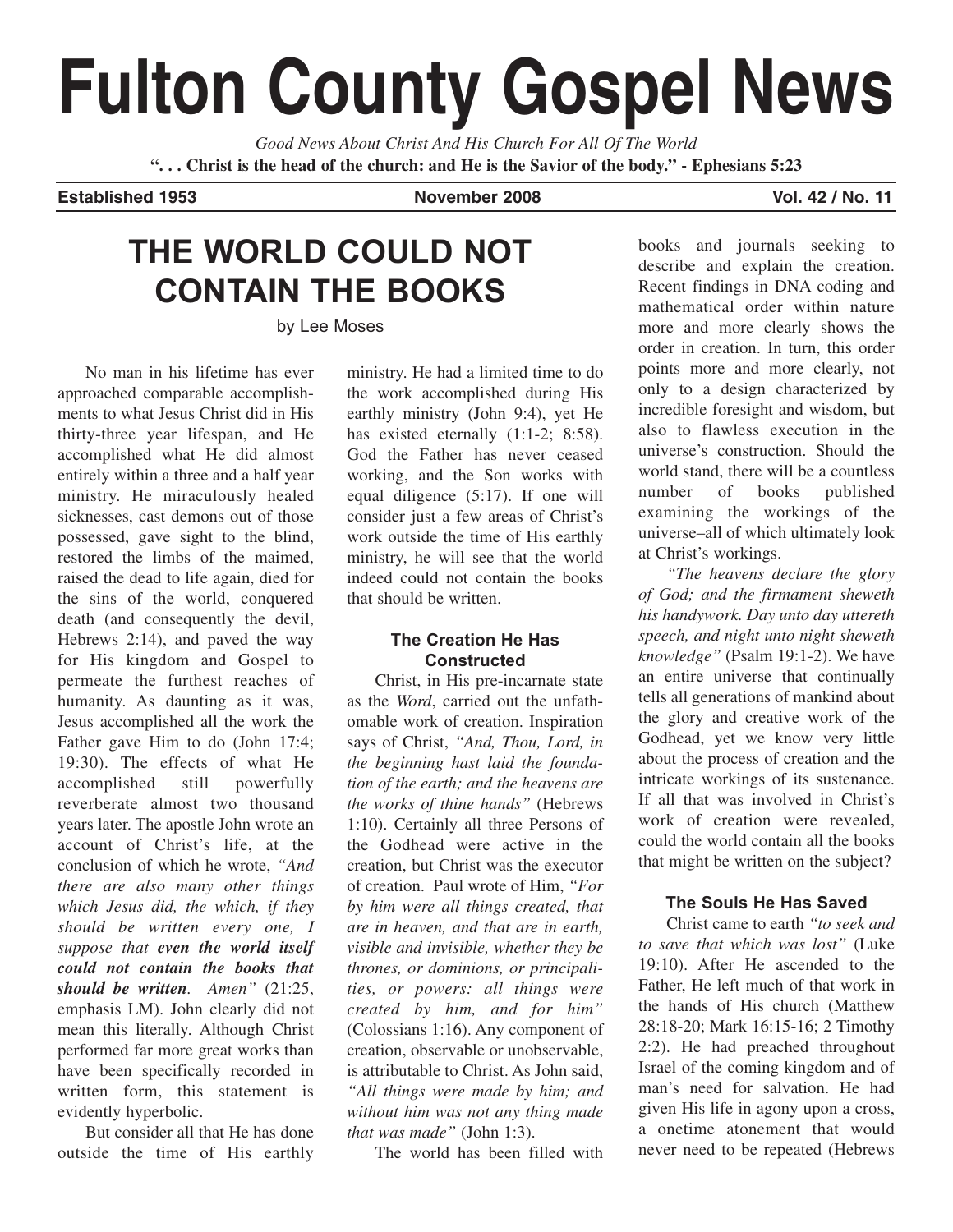# Fulton County Gospel News

*Good News About Christ And His Church For All Of The World*

**". . . Christ is the head of the church: and He is the Savior of the body." - Ephesians 5:23**

**Established 1953** | **November 2008** | **Vol. 42 / No. 11**

## THE WORLD COULD NOT CONTAIN THE BOOKS

by Lee Moses

No man in his lifetime has ever approached comparable accomplishments to what Jesus Christ did in His thirty-three year lifespan, and He accomplished what He did almost entirely within a three and a half year ministry. He miraculously healed sicknesses, cast demons out of those possessed, gave sight to the blind, restored the limbs of the maimed, raised the dead to life again, died for the sins of the world, conquered death (and consequently the devil, Hebrews 2:14), and paved the way for His kingdom and Gospel to permeate the furthest reaches of humanity. As daunting as it was, Jesus accomplished all the work the Father gave Him to do (John 17:4; 19:30). The effects of what He accomplished still powerfully reverberate almost two thousand years later. The apostle John wrote an account of Christ's life, at the conclusion of which he wrote, *"And there are also many other things which Jesus did, the which, if they should be written every one, I suppose that **even the world itself could not contain the books that should be written**. Amen"* (21:25, emphasis LM). John clearly did not mean this literally. Although Christ performed far more great works than have been specifically recorded in written form, this statement is evidently hyperbolic.

But consider all that He has done outside the time of His earthly ministry. He had a limited time to do the work accomplished during His earthly ministry (John 9:4), yet He has existed eternally (1:1-2; 8:58). God the Father has never ceased working, and the Son works with equal diligence (5:17). If one will consider just a few areas of Christ's work outside the time of His earthly ministry, he will see that the world indeed could not contain the books that should be written.

### The Creation He Has Constructed

Christ, in His pre-incarnate state as the *Word*, carried out the unfathomable work of creation. Inspiration says of Christ, *"And, Thou, Lord, in the beginning hast laid the foundation of the earth; and the heavens are the works of thine hands"* (Hebrews 1:10). Certainly all three Persons of the Godhead were active in the creation, but Christ was the executor of creation. Paul wrote of Him, *"For by him were all things created, that are in heaven, and that are in earth, visible and invisible, whether they be thrones, or dominions, or principalities, or powers: all things were created by him, and for him"* (Colossians 1:16). Any component of creation, observable or unobservable, is attributable to Christ. As John said, *"All things were made by him; and without him was not any thing made that was made"* (John 1:3).

The world has been filled with books and journals seeking to describe and explain the creation. Recent findings in DNA coding and mathematical order within nature more and more clearly shows the order in creation. In turn, this order points more and more clearly, not only to a design characterized by incredible foresight and wisdom, but also to flawless execution in the universe's construction. Should the world stand, there will be a countless number of books published examining the workings of the universe–all of which ultimately look at Christ's workings.

*"The heavens declare the glory of God; and the firmament sheweth his handywork. Day unto day uttereth speech, and night unto night sheweth knowledge"* (Psalm 19:1-2). We have an entire universe that continually tells all generations of mankind about the glory and creative work of the Godhead, yet we know very little about the process of creation and the intricate workings of its sustenance. If all that was involved in Christ's work of creation were revealed, could the world contain all the books that might be written on the subject?

### The Souls He Has Saved

Christ came to earth *"to seek and to save that which was lost"* (Luke 19:10). After He ascended to the Father, He left much of that work in the hands of His church (Matthew 28:18-20; Mark 16:15-16; 2 Timothy 2:2). He had preached throughout Israel of the coming kingdom and of man's need for salvation. He had given His life in agony upon a cross, a onetime atonement that would never need to be repeated (Hebrews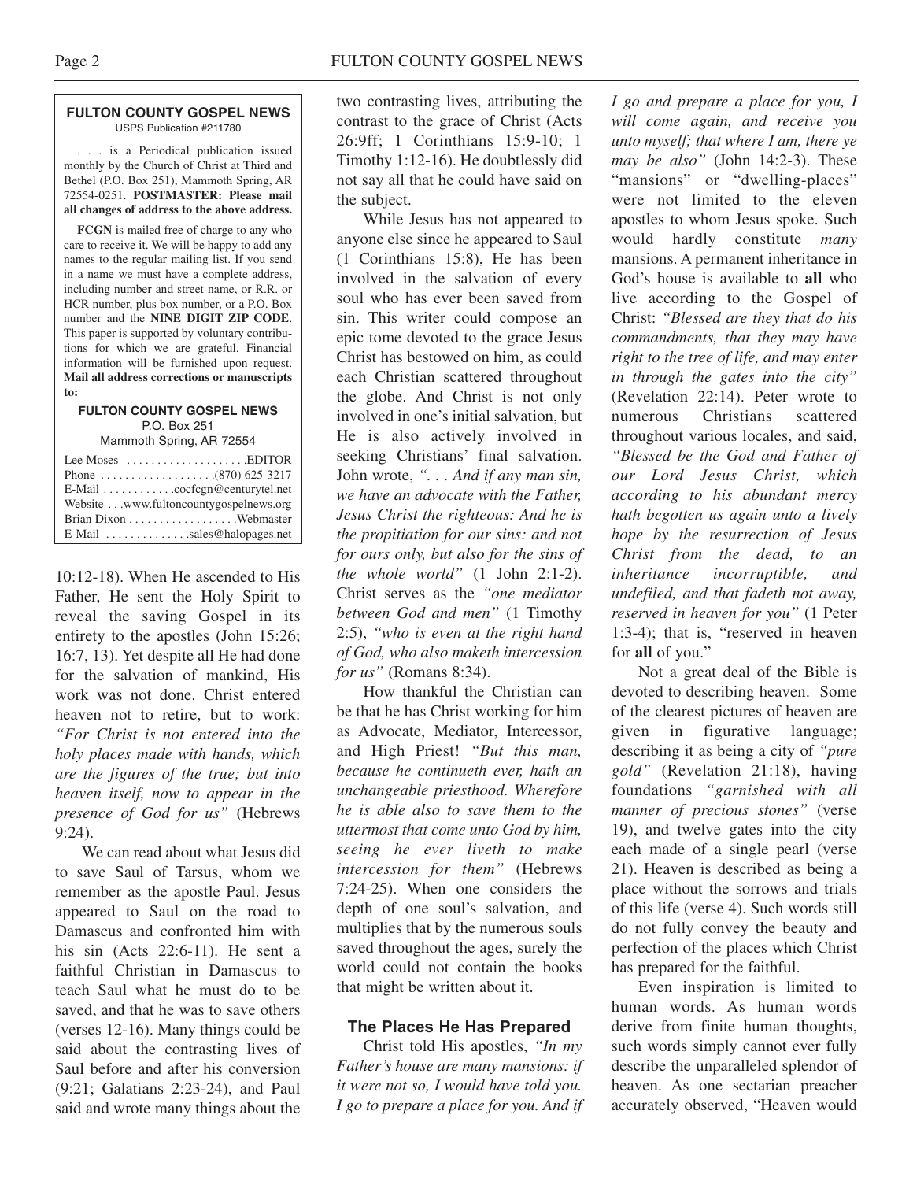**FULTON COUNTY GOSPEL NEWS**
USPS Publication #211780

. . . is a Periodical publication issued monthly by the Church of Christ at Third and Bethel (P.O. Box 251), Mammoth Spring, AR 72554-0251. **POSTMASTER: Please mail all changes of address to the above address.**

**FCGN** is mailed free of charge to any who care to receive it. We will be happy to add any names to the regular mailing list. If you send in a name we must have a complete address, including number and street name, or R.R. or HCR number, plus box number, or a P.O. Box number and the **NINE DIGIT ZIP CODE**. This paper is supported by voluntary contributions for which we are grateful. Financial information will be furnished upon request. **Mail all address corrections or manuscripts to:**

**FULTON COUNTY GOSPEL NEWS**
P.O. Box 251
Mammoth Spring, AR 72554

Lee Moses . . . . . . . . . . . . . . . . . . . .EDITOR
Phone . . . . . . . . . . . . . . . . . . .(870) 625-3217
E-Mail . . . . . . . . . . . .cocfcgn@centurytel.net
Website . . .www.fultoncountygospelnews.org
Brian Dixon . . . . . . . . . . . . . . . . . .Webmaster
E-Mail . . . . . . . . . . . . . .sales@halopages.net

10:12-18). When He ascended to His Father, He sent the Holy Spirit to reveal the saving Gospel in its entirety to the apostles (John 15:26; 16:7, 13). Yet despite all He had done for the salvation of mankind, His work was not done. Christ entered heaven not to retire, but to work: *"For Christ is not entered into the holy places made with hands, which are the figures of the true; but into heaven itself, now to appear in the presence of God for us"* (Hebrews 9:24).

We can read about what Jesus did to save Saul of Tarsus, whom we remember as the apostle Paul. Jesus appeared to Saul on the road to Damascus and confronted him with his sin (Acts 22:6-11). He sent a faithful Christian in Damascus to teach Saul what he must do to be saved, and that he was to save others (verses 12-16). Many things could be said about the contrasting lives of Saul before and after his conversion (9:21; Galatians 2:23-24), and Paul said and wrote many things about the two contrasting lives, attributing the contrast to the grace of Christ (Acts 26:9ff; 1 Corinthians 15:9-10; 1 Timothy 1:12-16). He doubtlessly did not say all that he could have said on the subject.

While Jesus has not appeared to anyone else since he appeared to Saul (1 Corinthians 15:8), He has been involved in the salvation of every soul who has ever been saved from sin. This writer could compose an epic tome devoted to the grace Jesus Christ has bestowed on him, as could each Christian scattered throughout the globe. And Christ is not only involved in one's initial salvation, but He is also actively involved in seeking Christians' final salvation. John wrote, *". . . And if any man sin, we have an advocate with the Father, Jesus Christ the righteous: And he is the propitiation for our sins: and not for ours only, but also for the sins of the whole world"* (1 John 2:1-2). Christ serves as the *"one mediator between God and men"* (1 Timothy 2:5), *"who is even at the right hand of God, who also maketh intercession for us"* (Romans 8:34).

How thankful the Christian can be that he has Christ working for him as Advocate, Mediator, Intercessor, and High Priest! *"But this man, because he continueth ever, hath an unchangeable priesthood. Wherefore he is able also to save them to the uttermost that come unto God by him, seeing he ever liveth to make intercession for them"* (Hebrews 7:24-25). When one considers the depth of one soul's salvation, and multiplies that by the numerous souls saved throughout the ages, surely the world could not contain the books that might be written about it.

### The Places He Has Prepared

Christ told His apostles, *"In my Father's house are many mansions: if it were not so, I would have told you. I go to prepare a place for you. And if I go and prepare a place for you, I will come again, and receive you unto myself; that where I am, there ye may be also"* (John 14:2-3). These "mansions" or "dwelling-places" were not limited to the eleven apostles to whom Jesus spoke. Such would hardly constitute *many* mansions. A permanent inheritance in God's house is available to **all** who live according to the Gospel of Christ: *"Blessed are they that do his commandments, that they may have right to the tree of life, and may enter in through the gates into the city"* (Revelation 22:14). Peter wrote to numerous Christians scattered throughout various locales, and said, *"Blessed be the God and Father of our Lord Jesus Christ, which according to his abundant mercy hath begotten us again unto a lively hope by the resurrection of Jesus Christ from the dead, to an inheritance incorruptible, and undefiled, and that fadeth not away, reserved in heaven for you"* (1 Peter 1:3-4); that is, "reserved in heaven for **all** of you."

Not a great deal of the Bible is devoted to describing heaven. Some of the clearest pictures of heaven are given in figurative language; describing it as being a city of *"pure gold"* (Revelation 21:18), having foundations *"garnished with all manner of precious stones"* (verse 19), and twelve gates into the city each made of a single pearl (verse 21). Heaven is described as being a place without the sorrows and trials of this life (verse 4). Such words still do not fully convey the beauty and perfection of the places which Christ has prepared for the faithful.

Even inspiration is limited to human words. As human words derive from finite human thoughts, such words simply cannot ever fully describe the unparalleled splendor of heaven. As one sectarian preacher accurately observed, "Heaven would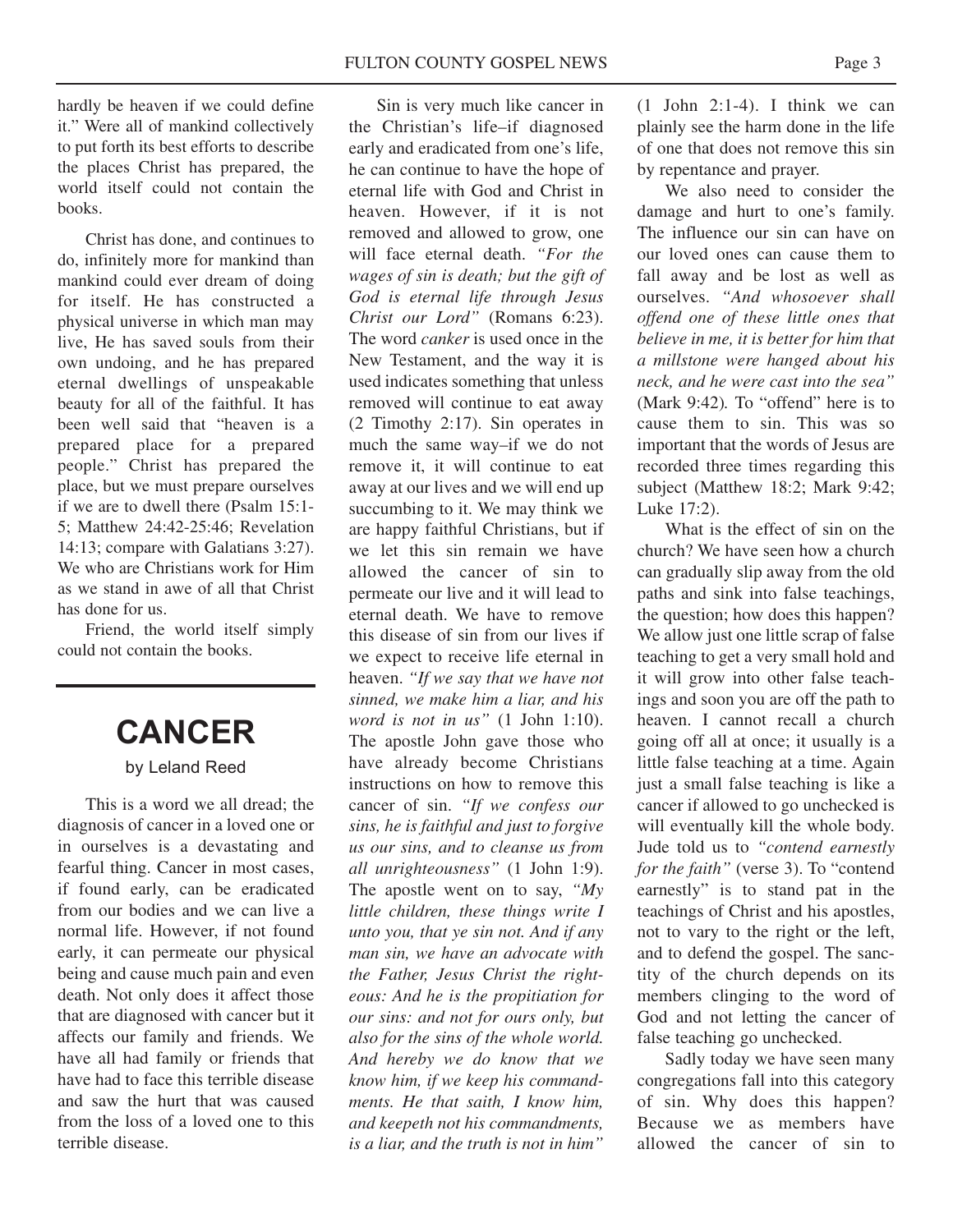hardly be heaven if we could define it." Were all of mankind collectively to put forth its best efforts to describe the places Christ has prepared, the world itself could not contain the books.

Christ has done, and continues to do, infinitely more for mankind than mankind could ever dream of doing for itself. He has constructed a physical universe in which man may live, He has saved souls from their own undoing, and he has prepared eternal dwellings of unspeakable beauty for all of the faithful. It has been well said that "heaven is a prepared place for a prepared people." Christ has prepared the place, but we must prepare ourselves if we are to dwell there (Psalm 15:1-5; Matthew 24:42-25:46; Revelation 14:13; compare with Galatians 3:27). We who are Christians work for Him as we stand in awe of all that Christ has done for us.

Friend, the world itself simply could not contain the books.

# CANCER

by Leland Reed

This is a word we all dread; the diagnosis of cancer in a loved one or in ourselves is a devastating and fearful thing. Cancer in most cases, if found early, can be eradicated from our bodies and we can live a normal life. However, if not found early, it can permeate our physical being and cause much pain and even death. Not only does it affect those that are diagnosed with cancer but it affects our family and friends. We have all had family or friends that have had to face this terrible disease and saw the hurt that was caused from the loss of a loved one to this terrible disease.

Sin is very much like cancer in the Christian's life–if diagnosed early and eradicated from one's life, he can continue to have the hope of eternal life with God and Christ in heaven. However, if it is not removed and allowed to grow, one will face eternal death. *"For the wages of sin is death; but the gift of God is eternal life through Jesus Christ our Lord"* (Romans 6:23). The word *canker* is used once in the New Testament, and the way it is used indicates something that unless removed will continue to eat away (2 Timothy 2:17). Sin operates in much the same way–if we do not remove it, it will continue to eat away at our lives and we will end up succumbing to it. We may think we are happy faithful Christians, but if we let this sin remain we have allowed the cancer of sin to permeate our live and it will lead to eternal death. We have to remove this disease of sin from our lives if we expect to receive life eternal in heaven. *"If we say that we have not sinned, we make him a liar, and his word is not in us"* (1 John 1:10). The apostle John gave those who have already become Christians instructions on how to remove this cancer of sin. *"If we confess our sins, he is faithful and just to forgive us our sins, and to cleanse us from all unrighteousness"* (1 John 1:9). The apostle went on to say, *"My little children, these things write I unto you, that ye sin not. And if any man sin, we have an advocate with the Father, Jesus Christ the righteous: And he is the propitiation for our sins: and not for ours only, but also for the sins of the whole world. And hereby we do know that we know him, if we keep his commandments. He that saith, I know him, and keepeth not his commandments, is a liar, and the truth is not in him"* (1 John 2:1-4). I think we can plainly see the harm done in the life of one that does not remove this sin by repentance and prayer.

We also need to consider the damage and hurt to one's family. The influence our sin can have on our loved ones can cause them to fall away and be lost as well as ourselves. *"And whosoever shall offend one of these little ones that believe in me, it is better for him that a millstone were hanged about his neck, and he were cast into the sea"* (Mark 9:42). To "offend" here is to cause them to sin. This was so important that the words of Jesus are recorded three times regarding this subject (Matthew 18:2; Mark 9:42; Luke 17:2).

What is the effect of sin on the church? We have seen how a church can gradually slip away from the old paths and sink into false teachings, the question; how does this happen? We allow just one little scrap of false teaching to get a very small hold and it will grow into other false teachings and soon you are off the path to heaven. I cannot recall a church going off all at once; it usually is a little false teaching at a time. Again just a small false teaching is like a cancer if allowed to go unchecked is will eventually kill the whole body. Jude told us to *"contend earnestly for the faith"* (verse 3). To "contend earnestly" is to stand pat in the teachings of Christ and his apostles, not to vary to the right or the left, and to defend the gospel. The sanctity of the church depends on its members clinging to the word of God and not letting the cancer of false teaching go unchecked.

Sadly today we have seen many congregations fall into this category of sin. Why does this happen? Because we as members have allowed the cancer of sin to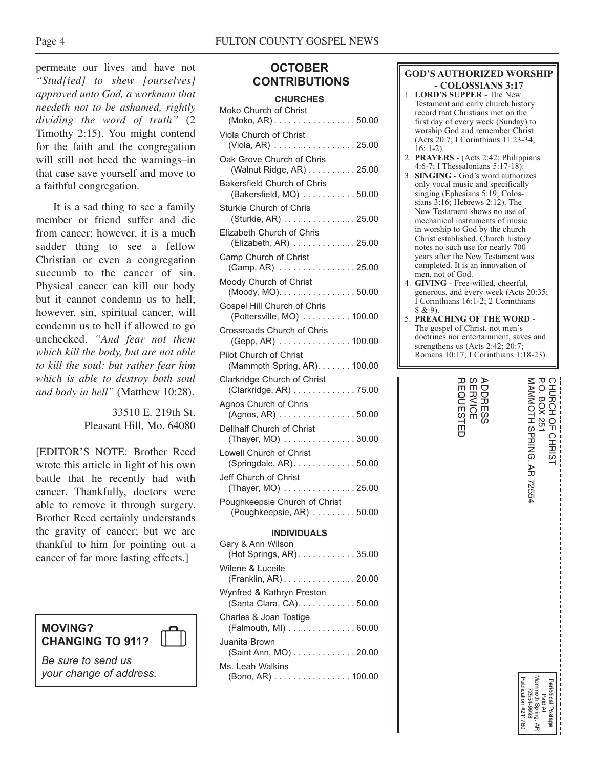permeate our lives and have not *"Stud[ied] to shew [ourselves] approved unto God, a workman that needeth not to be ashamed, rightly dividing the word of truth"* (2 Timothy 2:15). You might contend for the faith and the congregation will still not heed the warnings–in that case save yourself and move to a faithful congregation.

It is a sad thing to see a family member or friend suffer and die from cancer; however, it is a much sadder thing to see a fellow Christian or even a congregation succumb to the cancer of sin. Physical cancer can kill our body but it cannot condemn us to hell; however, sin, spiritual cancer, will condemn us to hell if allowed to go unchecked. *"And fear not them which kill the body, but are not able to kill the soul: but rather fear him which is able to destroy both soul and body in hell"* (Matthew 10:28).

33510 E. 219th St.
Pleasant Hill, Mo. 64080

[EDITOR'S NOTE: Brother Reed wrote this article in light of his own battle that he recently had with cancer. Thankfully, doctors were able to remove it through surgery. Brother Reed certainly understands the gravity of cancer; but we are thankful to him for pointing out a cancer of far more lasting effects.]

**MOVING? CHANGING TO 911?**

*Be sure to send us your change of address.*

## OCTOBER CONTRIBUTIONS

### CHURCHES

| | |
|---|---|
| Moko Church of Christ (Moko, AR) | 50.00 |
| Viola Church of Christ (Viola, AR) | 25.00 |
| Oak Grove Church of Chris (Walnut Ridge, AR) | 25.00 |
| Bakersfield Church of Chris (Bakersfield, MO) | 50.00 |
| Sturkie Church of Chris (Sturkie, AR) | 25.00 |
| Elizabeth Church of Chris (Elizabeth, AR) | 25.00 |
| Camp Church of Christ (Camp, AR) | 25.00 |
| Moody Church of Christ (Moody, MO) | 50.00 |
| Gospel Hill Church of Chris (Pottersville, MO) | 100.00 |
| Crossroads Church of Chris (Gepp, AR) | 100.00 |
| Pilot Church of Christ (Mammoth Spring, AR) | 100.00 |
| Clarkridge Church of Christ (Clarkridge, AR) | 75.00 |
| Agnos Church of Chris (Agnos, AR) | 50.00 |
| Dellhalf Church of Christ (Thayer, MO) | 30.00 |
| Lowell Church of Christ (Springdale, AR) | 50.00 |
| Jeff Church of Christ (Thayer, MO) | 25.00 |
| Poughkeepsie Church of Christ (Poughkeepsie, AR) | 50.00 |

### INDIVIDUALS

| | |
|---|---|
| Gary & Ann Wilson (Hot Springs, AR) | 35.00 |
| Wilene & Luceile (Franklin, AR) | 20.00 |
| Wynfred & Kathryn Preston (Santa Clara, CA) | 50.00 |
| Charles & Joan Tostige (Falmouth, MI) | 60.00 |
| Juanita Brown (Saint Ann, MO) | 20.00 |
| Ms. Leah Walkins (Bono, AR) | 100.00 |

## GOD'S AUTHORIZED WORSHIP - COLOSSIANS 3:17

1. **LORD'S SUPPER** - The New Testament and early church history record that Christians met on the first day of every week (Sunday) to worship God and remember Christ (Acts 20:7; I Corinthians 11:23-34; 16: 1-2).
2. **PRAYERS** - (Acts 2:42; Philippians 4:6-7; I Thessalonians 5:17-18).
3. **SINGING** - God's word authorizes only vocal music and specifically singing (Ephesians 5:19; Colossians 3:16; Hebrews 2:12). The New Testament shows no use of mechanical instruments of music in worship to God by the church Christ established. Church history notes no such use for nearly 700 years after the New Testament was completed. It is an innovation of men, not of God.
4. **GIVING** - Free-willed, cheerful, generous, and every week (Acts 20:35; I Corinthians 16:1-2; 2 Corinthians 8 & 9).
5. **PREACHING OF THE WORD** - The gospel of Christ, not men's doctrines nor entertainment, saves and strengthens us (Acts 2:42; 20:7; Romans 10:17; I Corinthians 1:18-23).

CHURCH OF CHRIST
P.O. BOX 251
MAMMOTH SPRING, AR 72554

ADDRESS SERVICE REQUESTED

Periodical Postage Paid At Mammoth Spring, AR 72554-9998 Publication #211780